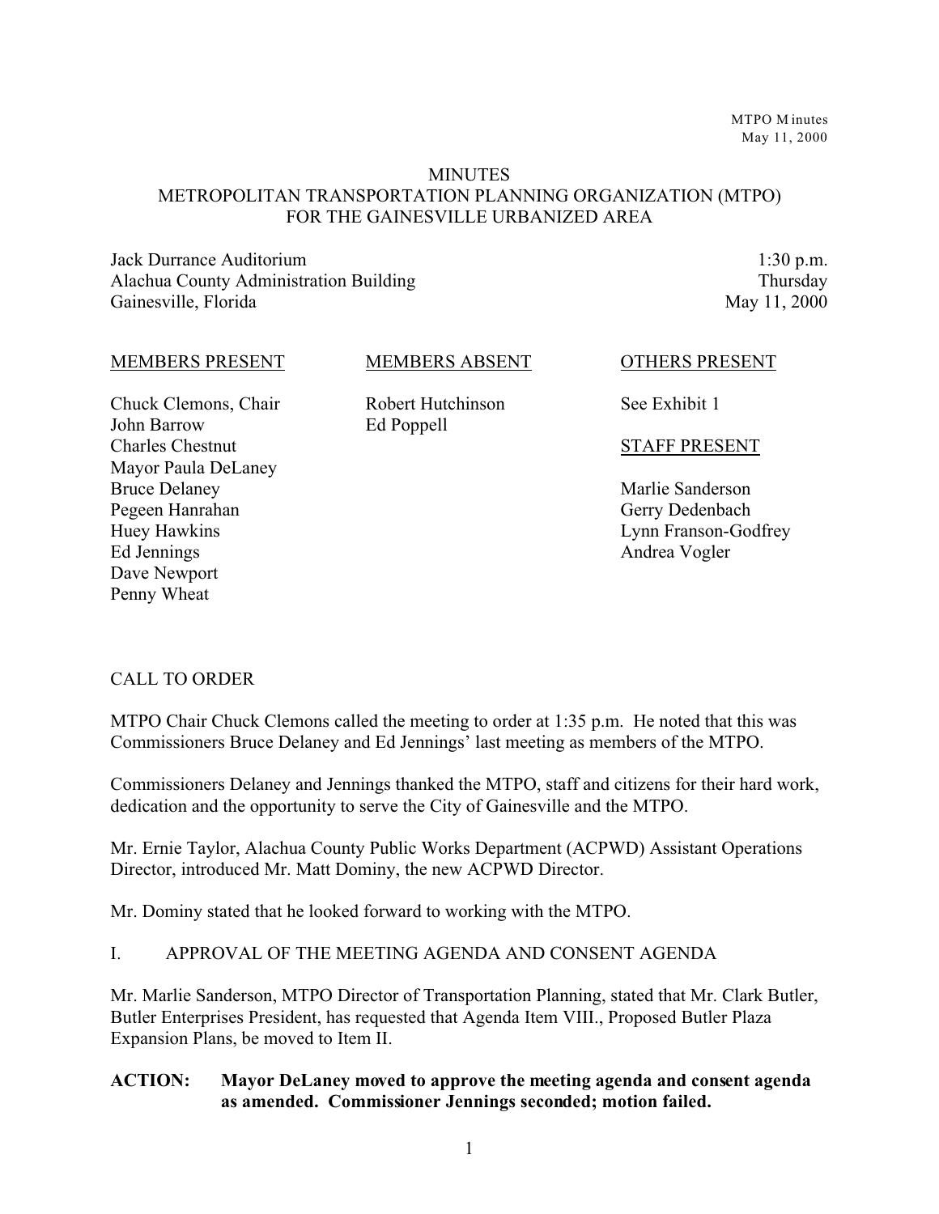# MINUTES
## METROPOLITAN TRANSPORTATION PLANNING ORGANIZATION (MTPO) FOR THE GAINESVILLE URBANIZED AREA

Jack Durrance Auditorium
Alachua County Administration Building
Gainesville, Florida

1:30 p.m.
Thursday
May 11, 2000

| MEMBERS PRESENT | MEMBERS ABSENT | OTHERS PRESENT |
|---|---|---|
| Chuck Clemons, Chair | Robert Hutchinson | See Exhibit 1 |
| John Barrow | Ed Poppell | |
| Charles Chestnut | | **STAFF PRESENT** |
| Mayor Paula DeLaney | | |
| Bruce Delaney | | Marlie Sanderson |
| Pegeen Hanrahan | | Gerry Dedenbach |
| Huey Hawkins | | Lynn Franson-Godfrey |
| Ed Jennings | | Andrea Vogler |
| Dave Newport | | |
| Penny Wheat | | |

CALL TO ORDER

MTPO Chair Chuck Clemons called the meeting to order at 1:35 p.m. He noted that this was Commissioners Bruce Delaney and Ed Jennings' last meeting as members of the MTPO.

Commissioners Delaney and Jennings thanked the MTPO, staff and citizens for their hard work, dedication and the opportunity to serve the City of Gainesville and the MTPO.

Mr. Ernie Taylor, Alachua County Public Works Department (ACPWD) Assistant Operations Director, introduced Mr. Matt Dominy, the new ACPWD Director.

Mr. Dominy stated that he looked forward to working with the MTPO.

I. APPROVAL OF THE MEETING AGENDA AND CONSENT AGENDA

Mr. Marlie Sanderson, MTPO Director of Transportation Planning, stated that Mr. Clark Butler, Butler Enterprises President, has requested that Agenda Item VIII., Proposed Butler Plaza Expansion Plans, be moved to Item II.

**ACTION: Mayor DeLaney moved to approve the meeting agenda and consent agenda as amended. Commissioner Jennings seconded; motion failed.**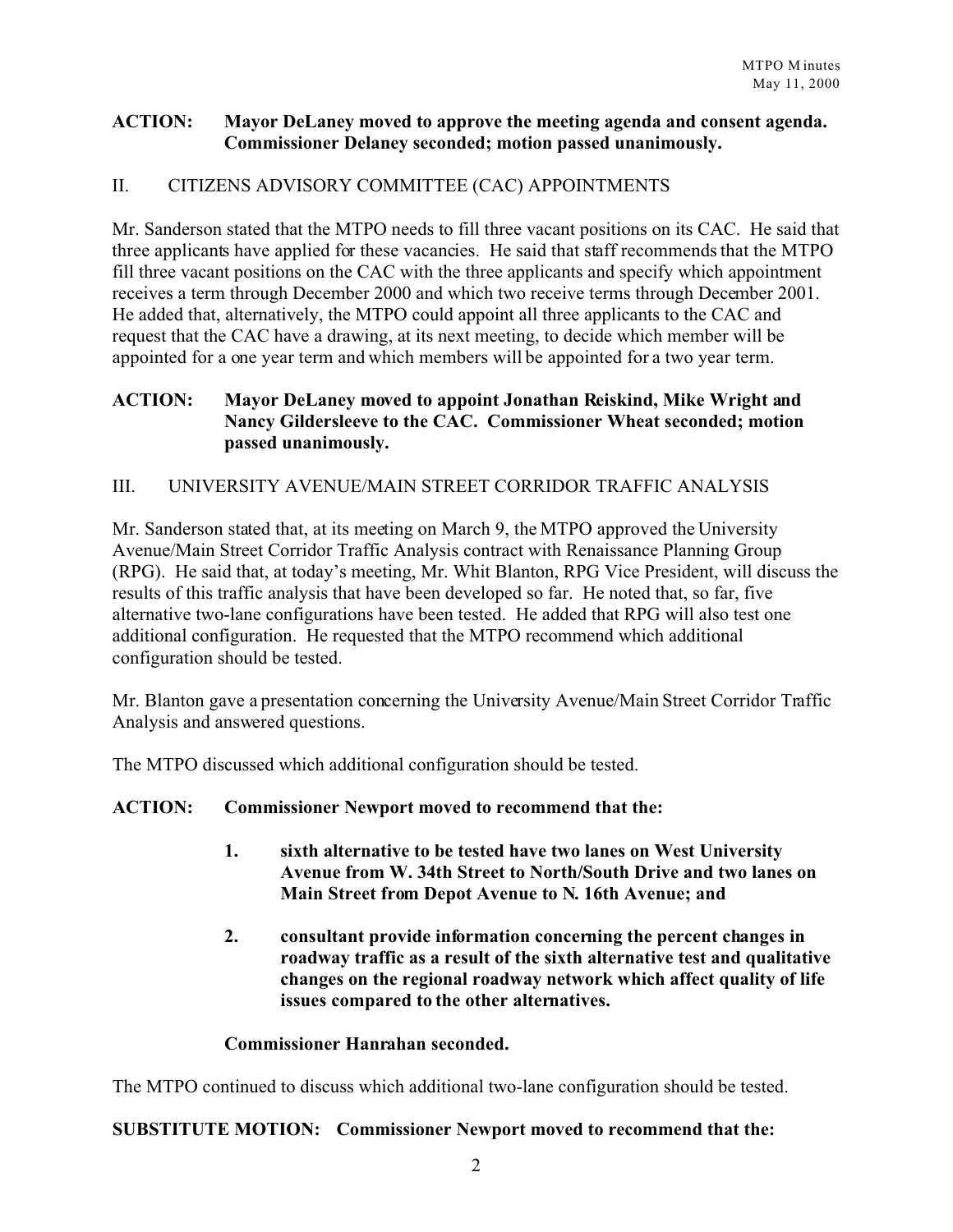**ACTION: Mayor DeLaney moved to approve the meeting agenda and consent agenda. Commissioner Delaney seconded; motion passed unanimously.**

## II. CITIZENS ADVISORY COMMITTEE (CAC) APPOINTMENTS

Mr. Sanderson stated that the MTPO needs to fill three vacant positions on its CAC. He said that three applicants have applied for these vacancies. He said that staff recommends that the MTPO fill three vacant positions on the CAC with the three applicants and specify which appointment receives a term through December 2000 and which two receive terms through December 2001. He added that, alternatively, the MTPO could appoint all three applicants to the CAC and request that the CAC have a drawing, at its next meeting, to decide which member will be appointed for a one year term and which members will be appointed for a two year term.

**ACTION: Mayor DeLaney moved to appoint Jonathan Reiskind, Mike Wright and Nancy Gildersleeve to the CAC. Commissioner Wheat seconded; motion passed unanimously.**

## III. UNIVERSITY AVENUE/MAIN STREET CORRIDOR TRAFFIC ANALYSIS

Mr. Sanderson stated that, at its meeting on March 9, the MTPO approved the University Avenue/Main Street Corridor Traffic Analysis contract with Renaissance Planning Group (RPG). He said that, at today's meeting, Mr. Whit Blanton, RPG Vice President, will discuss the results of this traffic analysis that have been developed so far. He noted that, so far, five alternative two-lane configurations have been tested. He added that RPG will also test one additional configuration. He requested that the MTPO recommend which additional configuration should be tested.

Mr. Blanton gave a presentation concerning the University Avenue/Main Street Corridor Traffic Analysis and answered questions.

The MTPO discussed which additional configuration should be tested.

**ACTION: Commissioner Newport moved to recommend that the:**

1. **sixth alternative to be tested have two lanes on West University Avenue from W. 34th Street to North/South Drive and two lanes on Main Street from Depot Avenue to N. 16th Avenue; and**
2. **consultant provide information concerning the percent changes in roadway traffic as a result of the sixth alternative test and qualitative changes on the regional roadway network which affect quality of life issues compared to the other alternatives.**

**Commissioner Hanrahan seconded.**

The MTPO continued to discuss which additional two-lane configuration should be tested.

**SUBSTITUTE MOTION: Commissioner Newport moved to recommend that the:**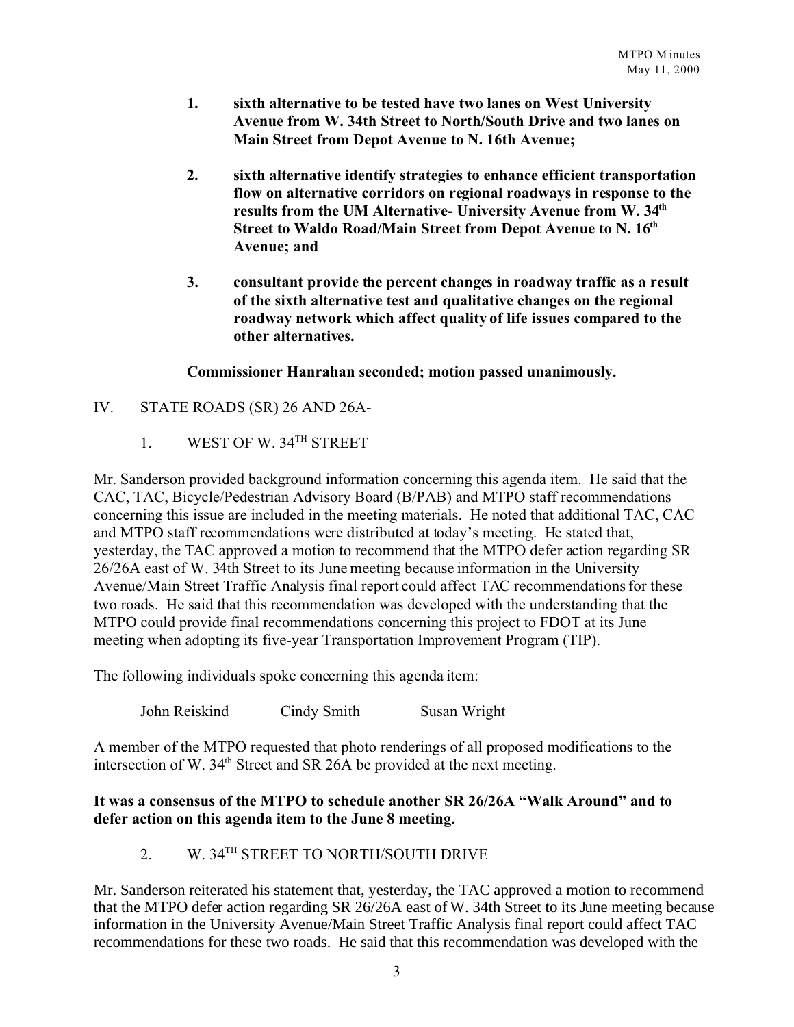1. **sixth alternative to be tested have two lanes on West University Avenue from W. 34th Street to North/South Drive and two lanes on Main Street from Depot Avenue to N. 16th Avenue;**

2. **sixth alternative identify strategies to enhance efficient transportation flow on alternative corridors on regional roadways in response to the results from the UM Alternative- University Avenue from W. 34th Street to Waldo Road/Main Street from Depot Avenue to N. 16th Avenue; and**

3. **consultant provide the percent changes in roadway traffic as a result of the sixth alternative test and qualitative changes on the regional roadway network which affect quality of life issues compared to the other alternatives.**

**Commissioner Hanrahan seconded; motion passed unanimously.**

IV. STATE ROADS (SR) 26 AND 26A-

1. WEST OF W. 34TH STREET

Mr. Sanderson provided background information concerning this agenda item. He said that the CAC, TAC, Bicycle/Pedestrian Advisory Board (B/PAB) and MTPO staff recommendations concerning this issue are included in the meeting materials. He noted that additional TAC, CAC and MTPO staff recommendations were distributed at today's meeting. He stated that, yesterday, the TAC approved a motion to recommend that the MTPO defer action regarding SR 26/26A east of W. 34th Street to its June meeting because information in the University Avenue/Main Street Traffic Analysis final report could affect TAC recommendations for these two roads. He said that this recommendation was developed with the understanding that the MTPO could provide final recommendations concerning this project to FDOT at its June meeting when adopting its five-year Transportation Improvement Program (TIP).

The following individuals spoke concerning this agenda item:

John Reiskind    Cindy Smith    Susan Wright

A member of the MTPO requested that photo renderings of all proposed modifications to the intersection of W. 34th Street and SR 26A be provided at the next meeting.

**It was a consensus of the MTPO to schedule another SR 26/26A "Walk Around" and to defer action on this agenda item to the June 8 meeting.**

2. W. 34TH STREET TO NORTH/SOUTH DRIVE

Mr. Sanderson reiterated his statement that, yesterday, the TAC approved a motion to recommend that the MTPO defer action regarding SR 26/26A east of W. 34th Street to its June meeting because information in the University Avenue/Main Street Traffic Analysis final report could affect TAC recommendations for these two roads. He said that this recommendation was developed with the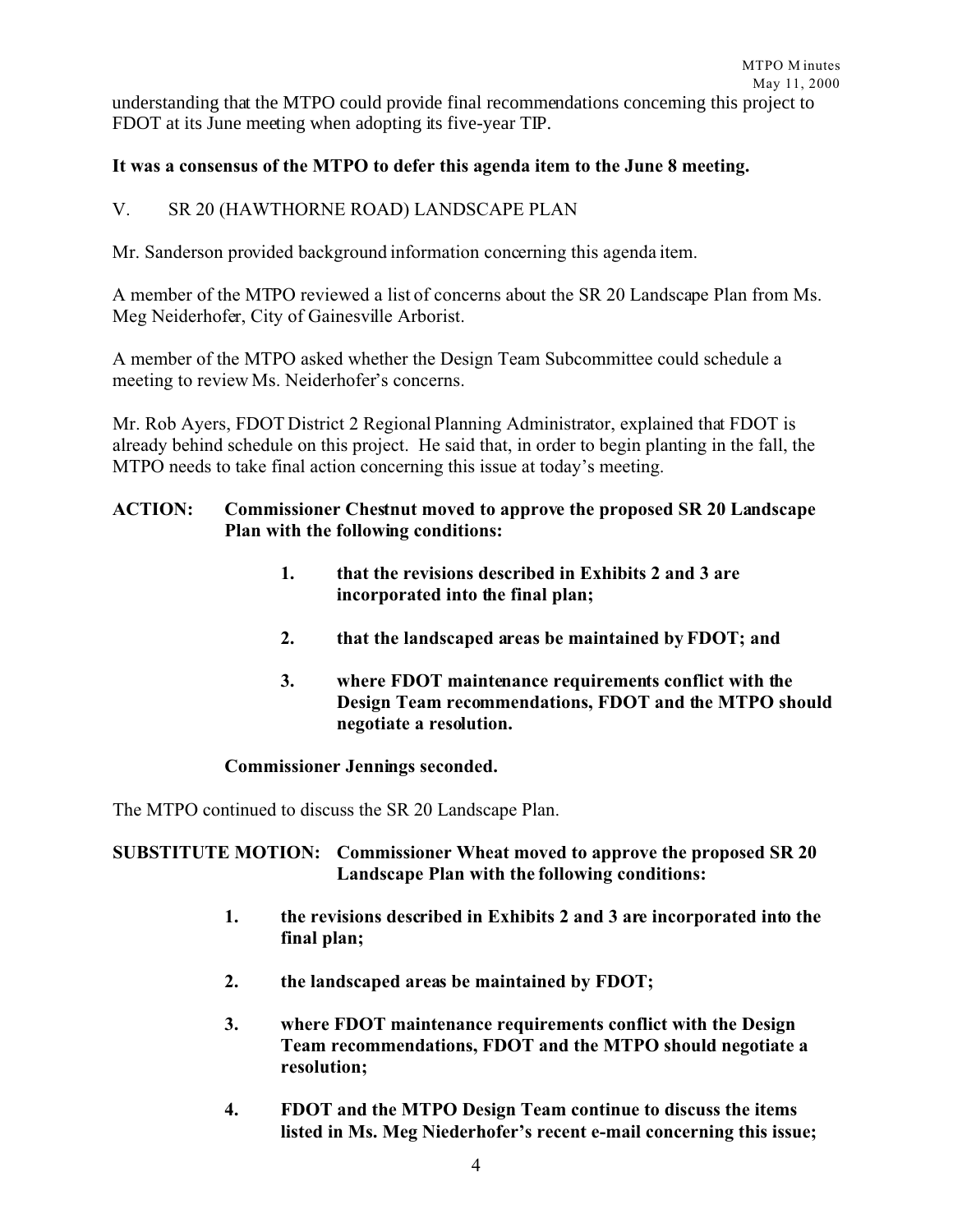understanding that the MTPO could provide final recommendations concerning this project to FDOT at its June meeting when adopting its five-year TIP.

**It was a consensus of the MTPO to defer this agenda item to the June 8 meeting.**

V. SR 20 (HAWTHORNE ROAD) LANDSCAPE PLAN

Mr. Sanderson provided background information concerning this agenda item.

A member of the MTPO reviewed a list of concerns about the SR 20 Landscape Plan from Ms. Meg Neiderhofer, City of Gainesville Arborist.

A member of the MTPO asked whether the Design Team Subcommittee could schedule a meeting to review Ms. Neiderhofer's concerns.

Mr. Rob Ayers, FDOT District 2 Regional Planning Administrator, explained that FDOT is already behind schedule on this project. He said that, in order to begin planting in the fall, the MTPO needs to take final action concerning this issue at today's meeting.

**ACTION: Commissioner Chestnut moved to approve the proposed SR 20 Landscape Plan with the following conditions:**

1. **that the revisions described in Exhibits 2 and 3 are incorporated into the final plan;**
2. **that the landscaped areas be maintained by FDOT; and**
3. **where FDOT maintenance requirements conflict with the Design Team recommendations, FDOT and the MTPO should negotiate a resolution.**

**Commissioner Jennings seconded.**

The MTPO continued to discuss the SR 20 Landscape Plan.

**SUBSTITUTE MOTION: Commissioner Wheat moved to approve the proposed SR 20 Landscape Plan with the following conditions:**

1. **the revisions described in Exhibits 2 and 3 are incorporated into the final plan;**
2. **the landscaped areas be maintained by FDOT;**
3. **where FDOT maintenance requirements conflict with the Design Team recommendations, FDOT and the MTPO should negotiate a resolution;**
4. **FDOT and the MTPO Design Team continue to discuss the items listed in Ms. Meg Niederhofer's recent e-mail concerning this issue;**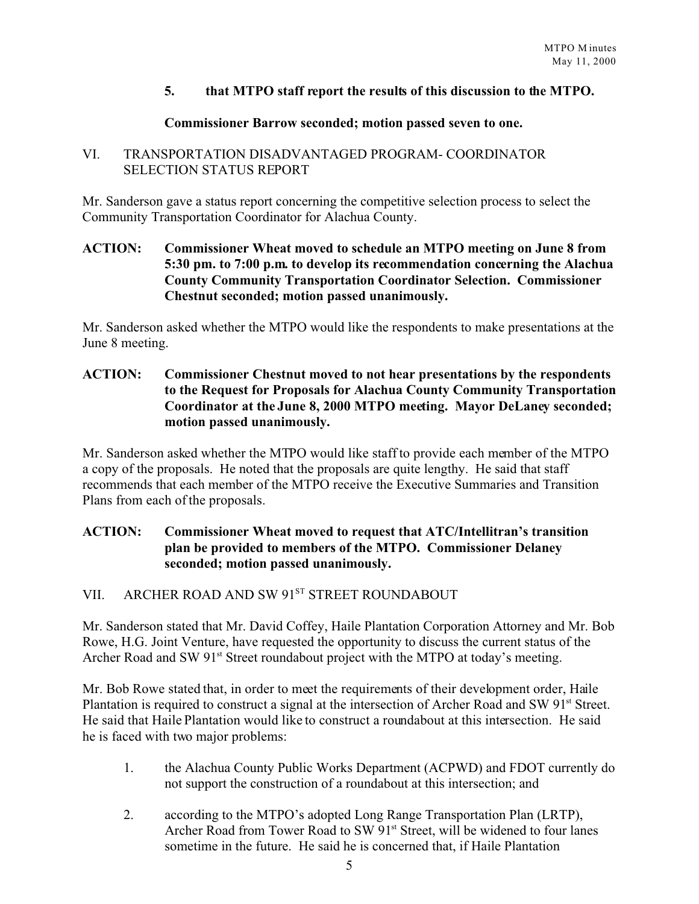**5. that MTPO staff report the results of this discussion to the MTPO.**

**Commissioner Barrow seconded; motion passed seven to one.**

## VI. TRANSPORTATION DISADVANTAGED PROGRAM- COORDINATOR SELECTION STATUS REPORT

Mr. Sanderson gave a status report concerning the competitive selection process to select the Community Transportation Coordinator for Alachua County.

**ACTION: Commissioner Wheat moved to schedule an MTPO meeting on June 8 from 5:30 pm. to 7:00 p.m. to develop its recommendation concerning the Alachua County Community Transportation Coordinator Selection. Commissioner Chestnut seconded; motion passed unanimously.**

Mr. Sanderson asked whether the MTPO would like the respondents to make presentations at the June 8 meeting.

**ACTION: Commissioner Chestnut moved to not hear presentations by the respondents to the Request for Proposals for Alachua County Community Transportation Coordinator at the June 8, 2000 MTPO meeting. Mayor DeLaney seconded; motion passed unanimously.**

Mr. Sanderson asked whether the MTPO would like staff to provide each member of the MTPO a copy of the proposals. He noted that the proposals are quite lengthy. He said that staff recommends that each member of the MTPO receive the Executive Summaries and Transition Plans from each of the proposals.

**ACTION: Commissioner Wheat moved to request that ATC/Intellitran's transition plan be provided to members of the MTPO. Commissioner Delaney seconded; motion passed unanimously.**

## VII. ARCHER ROAD AND SW 91ST STREET ROUNDABOUT

Mr. Sanderson stated that Mr. David Coffey, Haile Plantation Corporation Attorney and Mr. Bob Rowe, H.G. Joint Venture, have requested the opportunity to discuss the current status of the Archer Road and SW 91st Street roundabout project with the MTPO at today's meeting.

Mr. Bob Rowe stated that, in order to meet the requirements of their development order, Haile Plantation is required to construct a signal at the intersection of Archer Road and SW 91st Street. He said that Haile Plantation would like to construct a roundabout at this intersection. He said he is faced with two major problems:

1. the Alachua County Public Works Department (ACPWD) and FDOT currently do not support the construction of a roundabout at this intersection; and
2. according to the MTPO's adopted Long Range Transportation Plan (LRTP), Archer Road from Tower Road to SW 91st Street, will be widened to four lanes sometime in the future. He said he is concerned that, if Haile Plantation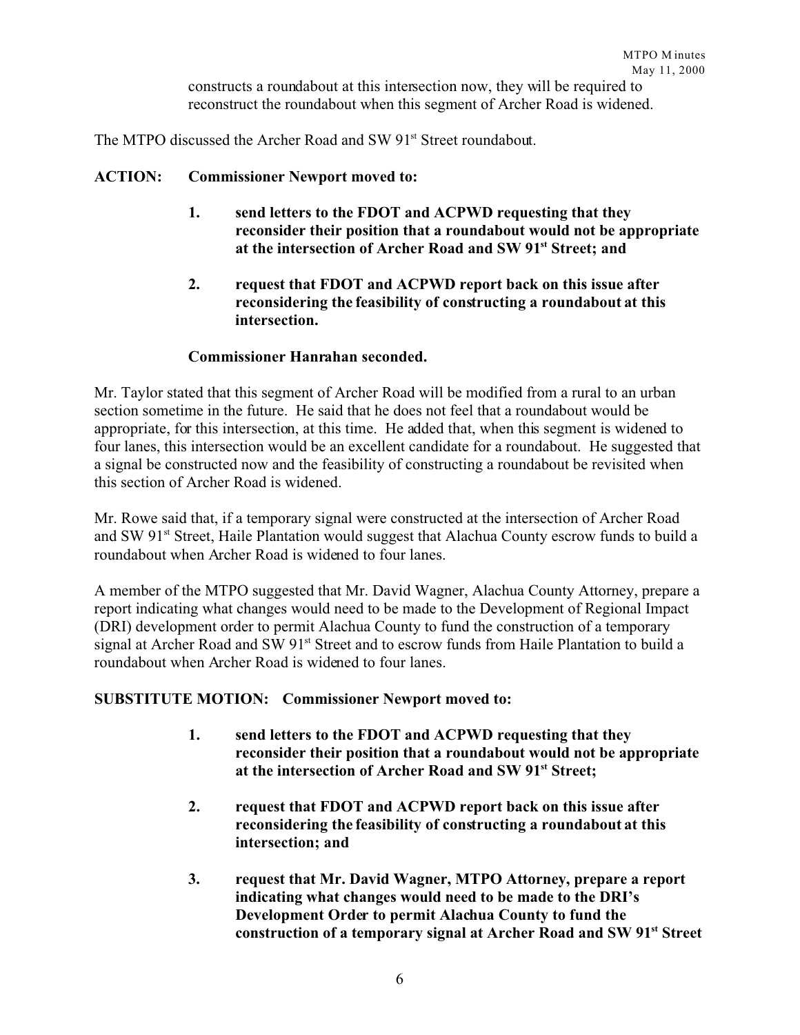constructs a roundabout at this intersection now, they will be required to reconstruct the roundabout when this segment of Archer Road is widened.

The MTPO discussed the Archer Road and SW 91st Street roundabout.

**ACTION: Commissioner Newport moved to:**

1. **send letters to the FDOT and ACPWD requesting that they reconsider their position that a roundabout would not be appropriate at the intersection of Archer Road and SW 91st Street; and**

2. **request that FDOT and ACPWD report back on this issue after reconsidering the feasibility of constructing a roundabout at this intersection.**

**Commissioner Hanrahan seconded.**

Mr. Taylor stated that this segment of Archer Road will be modified from a rural to an urban section sometime in the future. He said that he does not feel that a roundabout would be appropriate, for this intersection, at this time. He added that, when this segment is widened to four lanes, this intersection would be an excellent candidate for a roundabout. He suggested that a signal be constructed now and the feasibility of constructing a roundabout be revisited when this section of Archer Road is widened.

Mr. Rowe said that, if a temporary signal were constructed at the intersection of Archer Road and SW 91st Street, Haile Plantation would suggest that Alachua County escrow funds to build a roundabout when Archer Road is widened to four lanes.

A member of the MTPO suggested that Mr. David Wagner, Alachua County Attorney, prepare a report indicating what changes would need to be made to the Development of Regional Impact (DRI) development order to permit Alachua County to fund the construction of a temporary signal at Archer Road and SW 91st Street and to escrow funds from Haile Plantation to build a roundabout when Archer Road is widened to four lanes.

**SUBSTITUTE MOTION: Commissioner Newport moved to:**

1. **send letters to the FDOT and ACPWD requesting that they reconsider their position that a roundabout would not be appropriate at the intersection of Archer Road and SW 91st Street;**

2. **request that FDOT and ACPWD report back on this issue after reconsidering the feasibility of constructing a roundabout at this intersection; and**

3. **request that Mr. David Wagner, MTPO Attorney, prepare a report indicating what changes would need to be made to the DRI's Development Order to permit Alachua County to fund the construction of a temporary signal at Archer Road and SW 91st Street**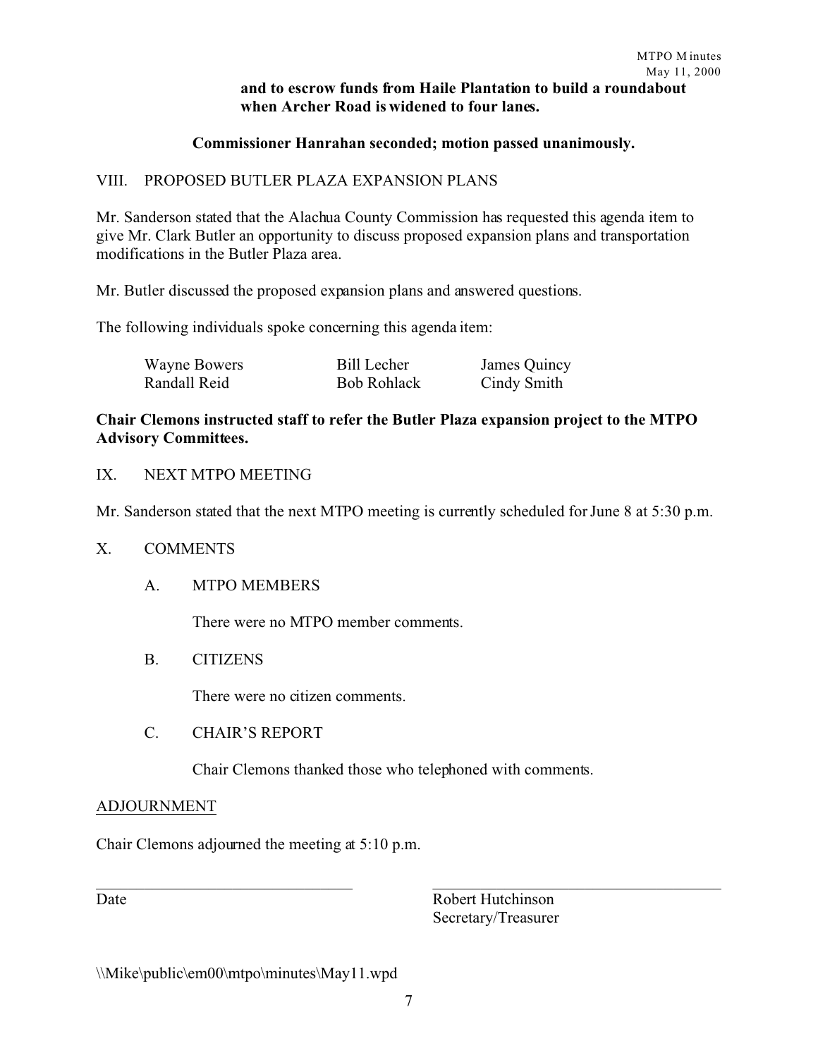**and to escrow funds from Haile Plantation to build a roundabout when Archer Road is widened to four lanes.**

**Commissioner Hanrahan seconded; motion passed unanimously.**

VIII. PROPOSED BUTLER PLAZA EXPANSION PLANS

Mr. Sanderson stated that the Alachua County Commission has requested this agenda item to give Mr. Clark Butler an opportunity to discuss proposed expansion plans and transportation modifications in the Butler Plaza area.

Mr. Butler discussed the proposed expansion plans and answered questions.

The following individuals spoke concerning this agenda item:

| | | |
|---|---|---|
| Wayne Bowers | Bill Lecher | James Quincy |
| Randall Reid | Bob Rohlack | Cindy Smith |

**Chair Clemons instructed staff to refer the Butler Plaza expansion project to the MTPO Advisory Committees.**

IX. NEXT MTPO MEETING

Mr. Sanderson stated that the next MTPO meeting is currently scheduled for June 8 at 5:30 p.m.

X. COMMENTS

A. MTPO MEMBERS

There were no MTPO member comments.

B. CITIZENS

There were no citizen comments.

C. CHAIR'S REPORT

Chair Clemons thanked those who telephoned with comments.

ADJOURNMENT

Chair Clemons adjourned the meeting at 5:10 p.m.

Date

Robert Hutchinson
Secretary/Treasurer

\\Mike\public\em00\mtpo\minutes\May11.wpd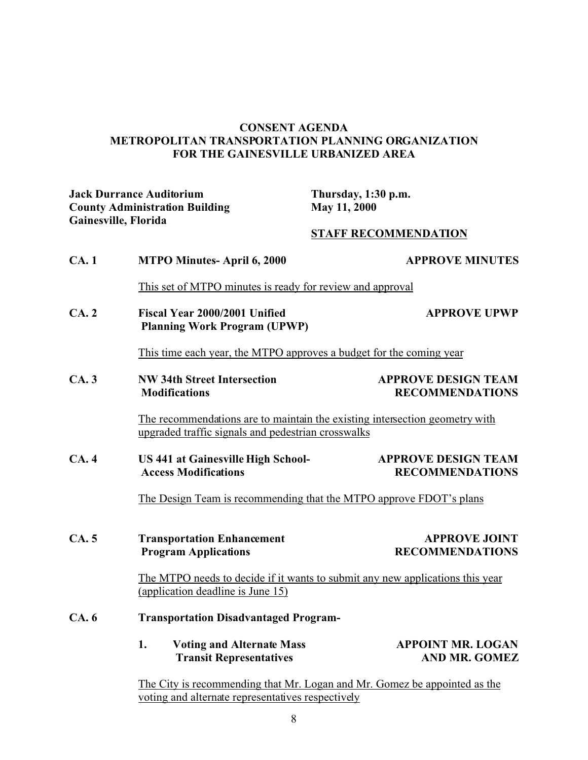# CONSENT AGENDA
# METROPOLITAN TRANSPORTATION PLANNING ORGANIZATION
# FOR THE GAINESVILLE URBANIZED AREA

**Jack Durrance Auditorium**
**County Administration Building**
**Gainesville, Florida**

**Thursday, 1:30 p.m.**
**May 11, 2000**

**STAFF RECOMMENDATION**

**CA. 1 MTPO Minutes- April 6, 2000** — **APPROVE MINUTES**

This set of MTPO minutes is ready for review and approval

**CA. 2 Fiscal Year 2000/2001 Unified Planning Work Program (UPWP)** — **APPROVE UPWP**

This time each year, the MTPO approves a budget for the coming year

**CA. 3 NW 34th Street Intersection Modifications** — **APPROVE DESIGN TEAM RECOMMENDATIONS**

The recommendations are to maintain the existing intersection geometry with upgraded traffic signals and pedestrian crosswalks

**CA. 4 US 441 at Gainesville High School- Access Modifications** — **APPROVE DESIGN TEAM RECOMMENDATIONS**

The Design Team is recommending that the MTPO approve FDOT's plans

**CA. 5 Transportation Enhancement Program Applications** — **APPROVE JOINT RECOMMENDATIONS**

The MTPO needs to decide if it wants to submit any new applications this year (application deadline is June 15)

**CA. 6 Transportation Disadvantaged Program-**

1. **Voting and Alternate Mass Transit Representatives** — **APPOINT MR. LOGAN AND MR. GOMEZ**

The City is recommending that Mr. Logan and Mr. Gomez be appointed as the voting and alternate representatives respectively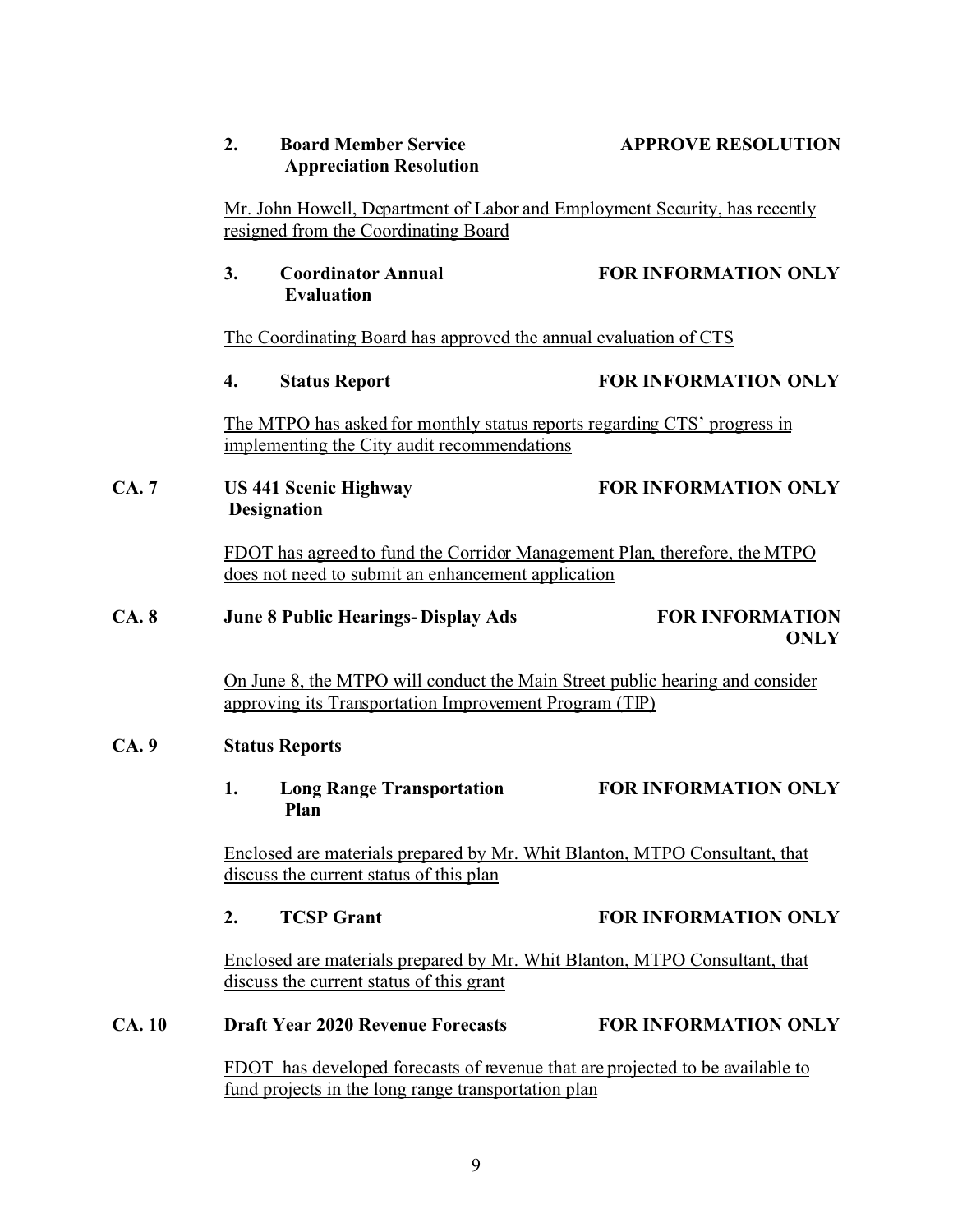**2. Board Member Service Appreciation Resolution** — **APPROVE RESOLUTION**

Mr. John Howell, Department of Labor and Employment Security, has recently resigned from the Coordinating Board

**3. Coordinator Annual Evaluation** — **FOR INFORMATION ONLY**

The Coordinating Board has approved the annual evaluation of CTS

**4. Status Report** — **FOR INFORMATION ONLY**

The MTPO has asked for monthly status reports regarding CTS' progress in implementing the City audit recommendations

**CA. 7 US 441 Scenic Highway Designation** — **FOR INFORMATION ONLY**

FDOT has agreed to fund the Corridor Management Plan, therefore, the MTPO does not need to submit an enhancement application

**CA. 8 June 8 Public Hearings- Display Ads** — **FOR INFORMATION ONLY**

On June 8, the MTPO will conduct the Main Street public hearing and consider approving its Transportation Improvement Program (TIP)

**CA. 9 Status Reports**

**1. Long Range Transportation Plan** — **FOR INFORMATION ONLY**

Enclosed are materials prepared by Mr. Whit Blanton, MTPO Consultant, that discuss the current status of this plan

**2. TCSP Grant** — **FOR INFORMATION ONLY**

Enclosed are materials prepared by Mr. Whit Blanton, MTPO Consultant, that discuss the current status of this grant

**CA. 10 Draft Year 2020 Revenue Forecasts** — **FOR INFORMATION ONLY**

FDOT has developed forecasts of revenue that are projected to be available to fund projects in the long range transportation plan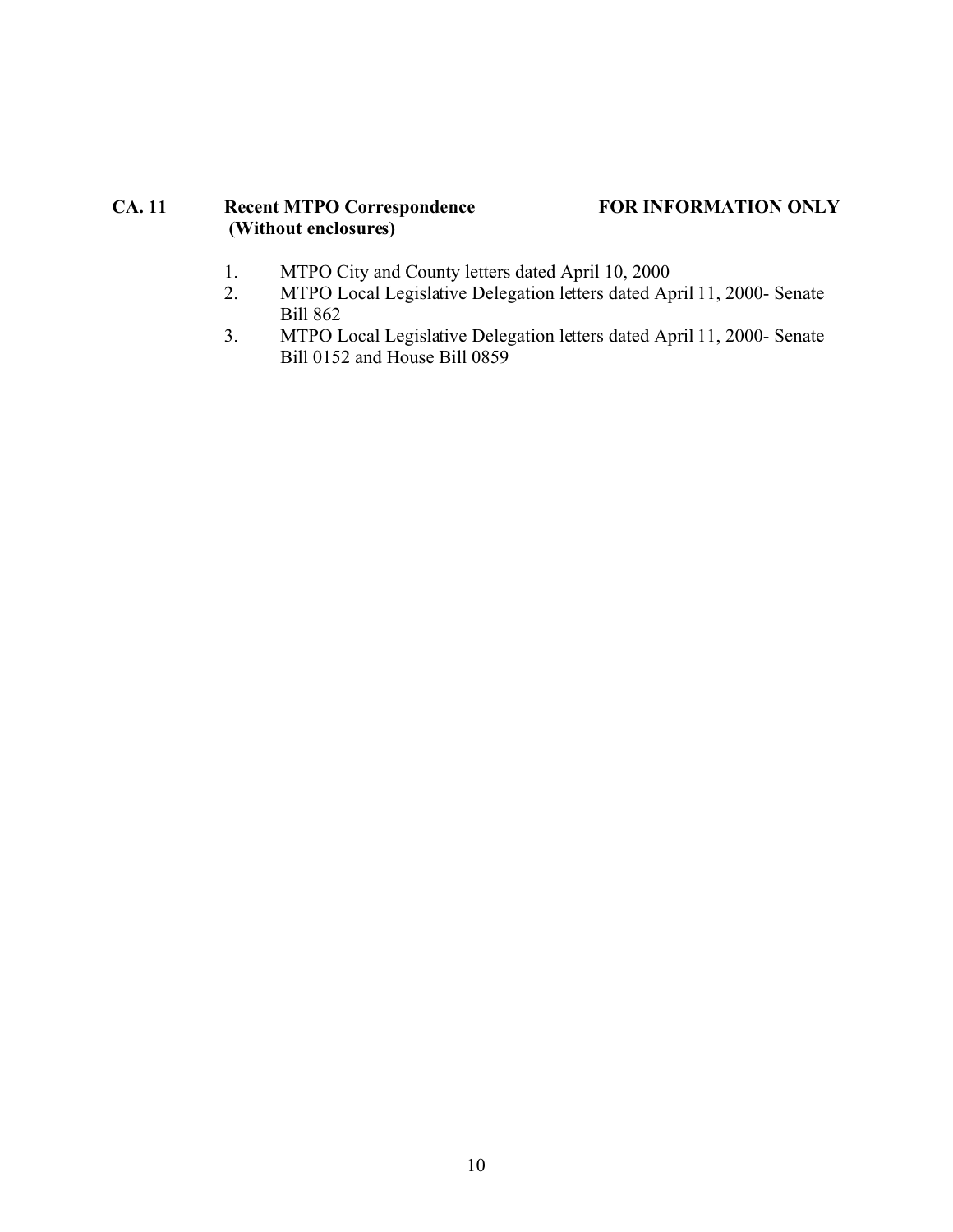**CA. 11 Recent MTPO Correspondence (Without enclosures)** **FOR INFORMATION ONLY**

1. MTPO City and County letters dated April 10, 2000
2. MTPO Local Legislative Delegation letters dated April 11, 2000- Senate Bill 862
3. MTPO Local Legislative Delegation letters dated April 11, 2000- Senate Bill 0152 and House Bill 0859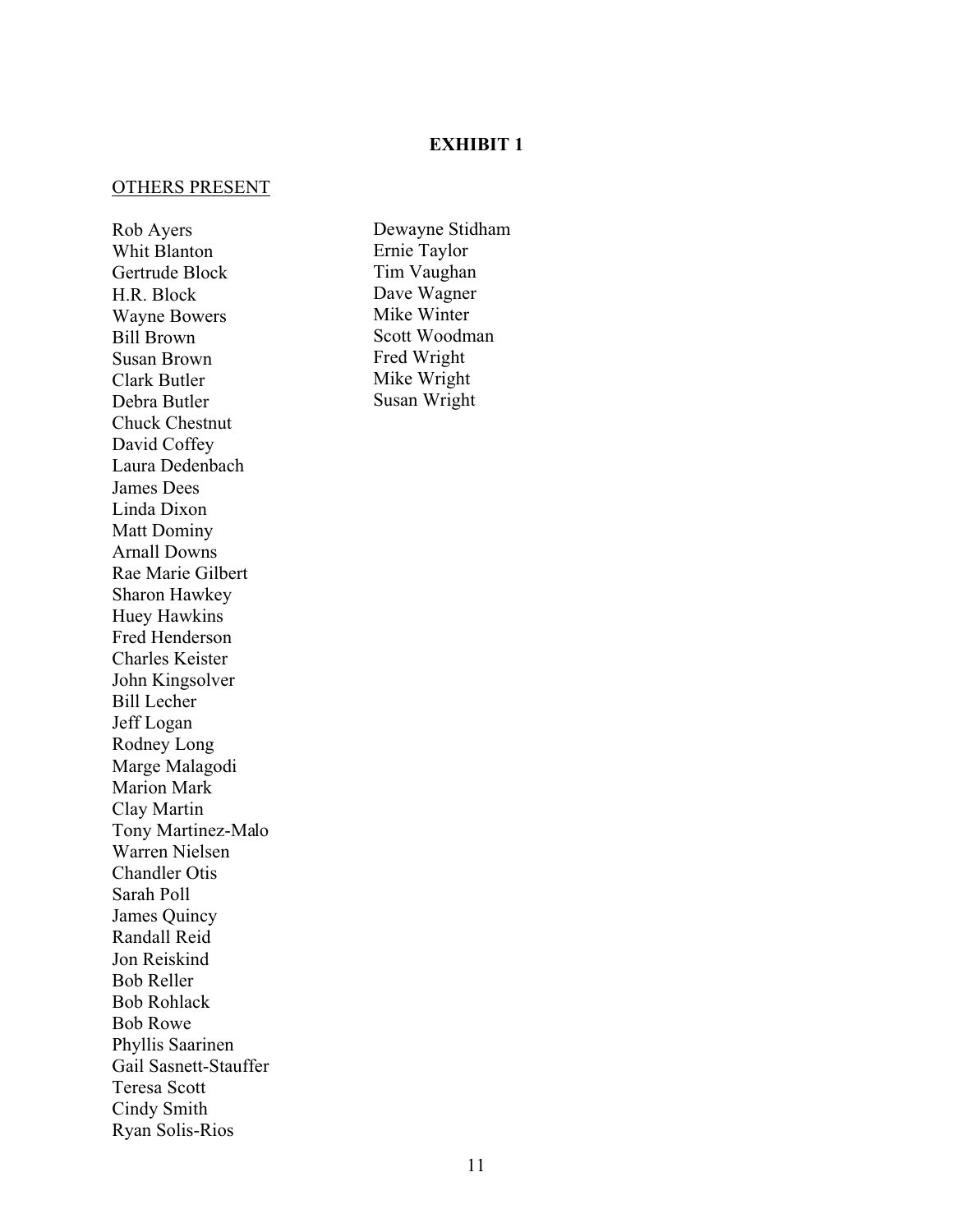**EXHIBIT 1**

<u>OTHERS PRESENT</u>

Rob Ayers
Whit Blanton
Gertrude Block
H.R. Block
Wayne Bowers
Bill Brown
Susan Brown
Clark Butler
Debra Butler
Chuck Chestnut
David Coffey
Laura Dedenbach
James Dees
Linda Dixon
Matt Dominy
Arnall Downs
Rae Marie Gilbert
Sharon Hawkey
Huey Hawkins
Fred Henderson
Charles Keister
John Kingsolver
Bill Lecher
Jeff Logan
Rodney Long
Marge Malagodi
Marion Mark
Clay Martin
Tony Martinez-Malo
Warren Nielsen
Chandler Otis
Sarah Poll
James Quincy
Randall Reid
Jon Reiskind
Bob Reller
Bob Rohlack
Bob Rowe
Phyllis Saarinen
Gail Sasnett-Stauffer
Teresa Scott
Cindy Smith
Ryan Solis-Rios
Dewayne Stidham
Ernie Taylor
Tim Vaughan
Dave Wagner
Mike Winter
Scott Woodman
Fred Wright
Mike Wright
Susan Wright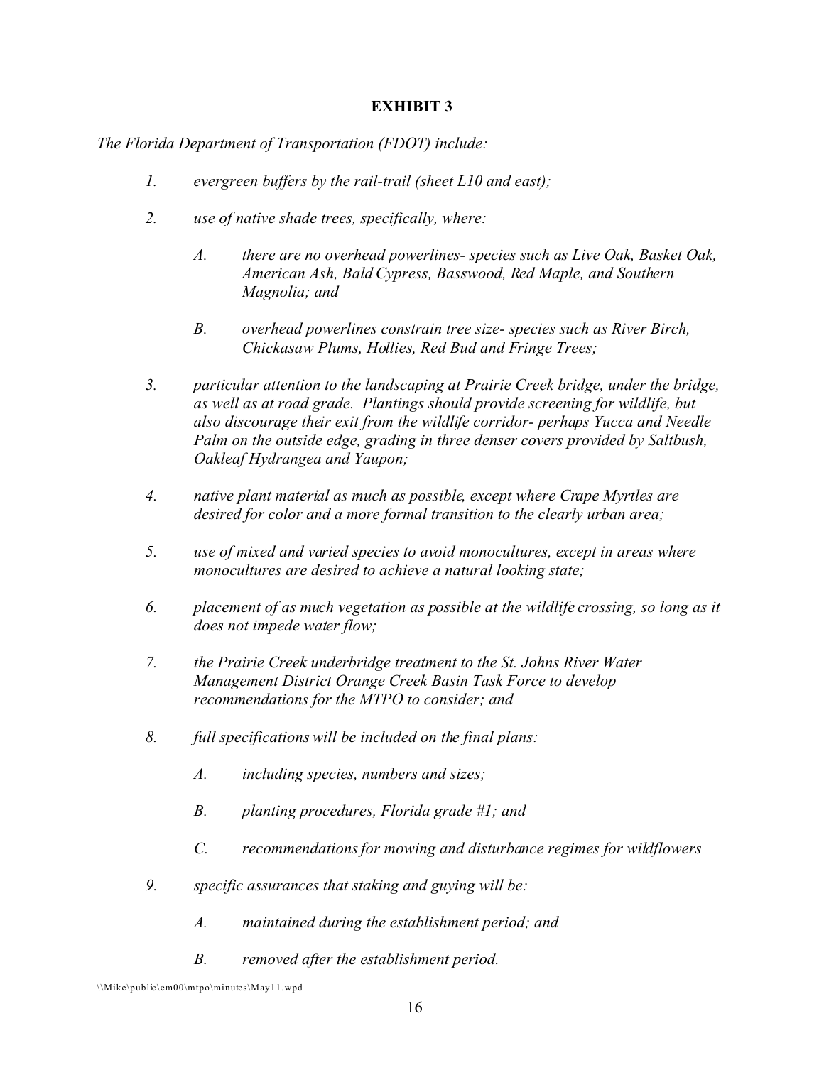**EXHIBIT 3**

*The Florida Department of Transportation (FDOT) include:*

1. *evergreen buffers by the rail-trail (sheet L10 and east);*

2. *use of native shade trees, specifically, where:*

   A. *there are no overhead powerlines- species such as Live Oak, Basket Oak, American Ash, Bald Cypress, Basswood, Red Maple, and Southern Magnolia; and*

   B. *overhead powerlines constrain tree size- species such as River Birch, Chickasaw Plums, Hollies, Red Bud and Fringe Trees;*

3. *particular attention to the landscaping at Prairie Creek bridge, under the bridge, as well as at road grade. Plantings should provide screening for wildlife, but also discourage their exit from the wildlife corridor- perhaps Yucca and Needle Palm on the outside edge, grading in three denser covers provided by Saltbush, Oakleaf Hydrangea and Yaupon;*

4. *native plant material as much as possible, except where Crape Myrtles are desired for color and a more formal transition to the clearly urban area;*

5. *use of mixed and varied species to avoid monocultures, except in areas where monocultures are desired to achieve a natural looking state;*

6. *placement of as much vegetation as possible at the wildlife crossing, so long as it does not impede water flow;*

7. *the Prairie Creek underbridge treatment to the St. Johns River Water Management District Orange Creek Basin Task Force to develop recommendations for the MTPO to consider; and*

8. *full specifications will be included on the final plans:*

   A. *including species, numbers and sizes;*

   B. *planting procedures, Florida grade #1; and*

   C. *recommendations for mowing and disturbance regimes for wildflowers*

9. *specific assurances that staking and guying will be:*

   A. *maintained during the establishment period; and*

   B. *removed after the establishment period.*

\\Mike\public\em00\mtpo\minutes\May11.wpd